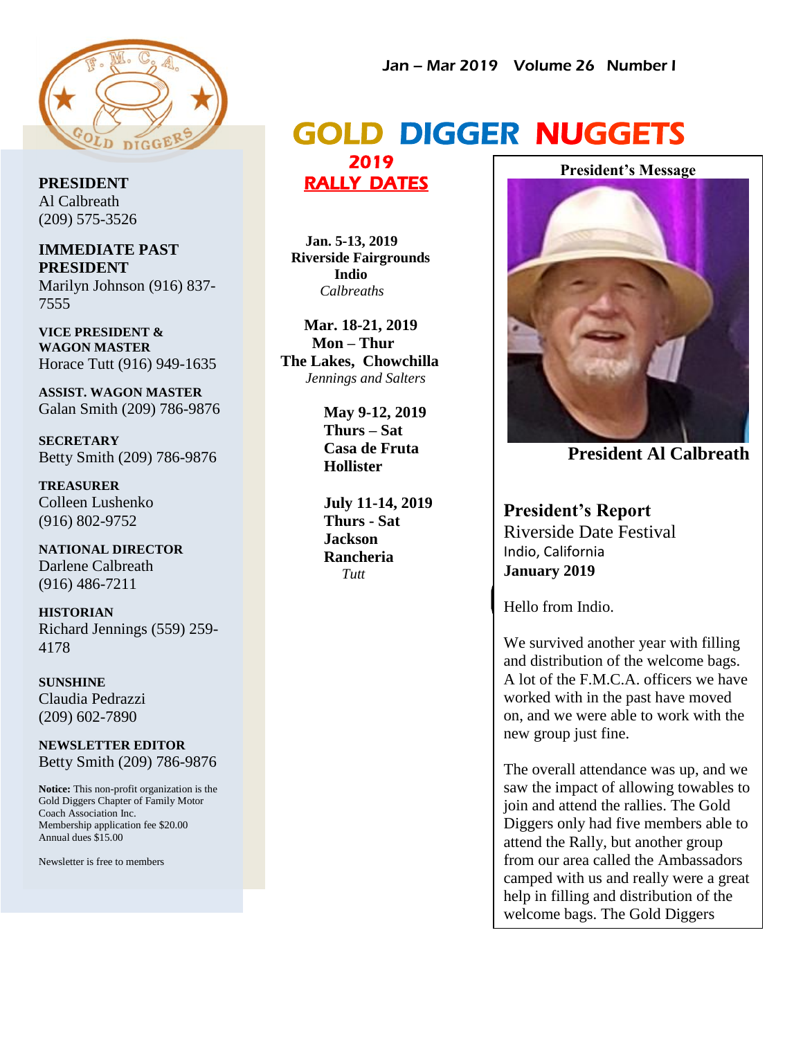Jan – Mar 2019 Volume 26 Number I

# GOLD DIGGER NUGGETS

**PRESIDENT**
Al Calbreath
(209) 575-3526

**IMMEDIATE PAST PRESIDENT**
Marilyn Johnson (916) 837-7555

**VICE PRESIDENT & WAGON MASTER**
Horace Tutt (916) 949-1635

**ASSIST. WAGON MASTER**
Galan Smith (209) 786-9876

**SECRETARY**
Betty Smith (209) 786-9876

**TREASURER**
Colleen Lushenko
(916) 802-9752

**NATIONAL DIRECTOR**
Darlene Calbreath
(916) 486-7211

**HISTORIAN**
Richard Jennings (559) 259-4178

**SUNSHINE**
Claudia Pedrazzi
(209) 602-7890

**NEWSLETTER EDITOR**
Betty Smith (209) 786-9876

**Notice:** This non-profit organization is the Gold Diggers Chapter of Family Motor Coach Association Inc.
Membership application fee $20.00
Annual dues $15.00

Newsletter is free to members

## 2019 RALLY DATES

**Jan. 5-13, 2019**
**Riverside Fairgrounds**
**Indio**
*Calbreaths*

**Mar. 18-21, 2019**
**Mon – Thur**
**The Lakes, Chowchilla**
*Jennings and Salters*

**May 9-12, 2019**
**Thurs – Sat**
**Casa de Fruta**
**Hollister**

**July 11-14, 2019**
**Thurs - Sat**
**Jackson**
**Rancheria**
*Tutt*

## President's Message

**President Al Calbreath**

### President's Report

Riverside Date Festival
Indio, California
**January 2019**

Hello from Indio.

We survived another year with filling and distribution of the welcome bags. A lot of the F.M.C.A. officers we have worked with in the past have moved on, and we were able to work with the new group just fine.

The overall attendance was up, and we saw the impact of allowing towables to join and attend the rallies. The Gold Diggers only had five members able to attend the Rally, but another group from our area called the Ambassadors camped with us and really were a great help in filling and distribution of the welcome bags. The Gold Diggers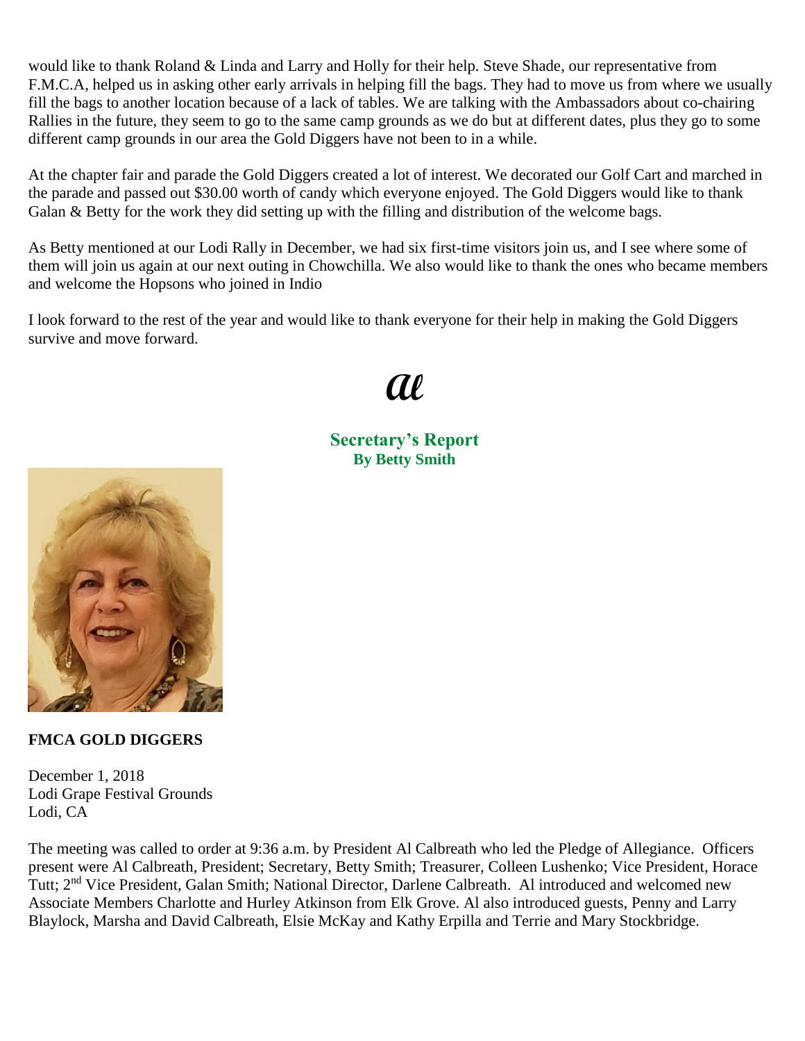would like to thank Roland & Linda and Larry and Holly for their help. Steve Shade, our representative from F.M.C.A, helped us in asking other early arrivals in helping fill the bags. They had to move us from where we usually fill the bags to another location because of a lack of tables. We are talking with the Ambassadors about co-chairing Rallies in the future, they seem to go to the same camp grounds as we do but at different dates, plus they go to some different camp grounds in our area the Gold Diggers have not been to in a while.

At the chapter fair and parade the Gold Diggers created a lot of interest. We decorated our Golf Cart and marched in the parade and passed out $30.00 worth of candy which everyone enjoyed. The Gold Diggers would like to thank Galan & Betty for the work they did setting up with the filling and distribution of the welcome bags.

As Betty mentioned at our Lodi Rally in December, we had six first-time visitors join us, and I see where some of them will join us again at our next outing in Chowchilla. We also would like to thank the ones who became members and welcome the Hopsons who joined in Indio

I look forward to the rest of the year and would like to thank everyone for their help in making the Gold Diggers survive and move forward.

*Al*

## Secretary's Report
**By Betty Smith**

**FMCA GOLD DIGGERS**

December 1, 2018
Lodi Grape Festival Grounds
Lodi, CA

The meeting was called to order at 9:36 a.m. by President Al Calbreath who led the Pledge of Allegiance. Officers present were Al Calbreath, President; Secretary, Betty Smith; Treasurer, Colleen Lushenko; Vice President, Horace Tutt; 2nd Vice President, Galan Smith; National Director, Darlene Calbreath. Al introduced and welcomed new Associate Members Charlotte and Hurley Atkinson from Elk Grove. Al also introduced guests, Penny and Larry Blaylock, Marsha and David Calbreath, Elsie McKay and Kathy Erpilla and Terrie and Mary Stockbridge.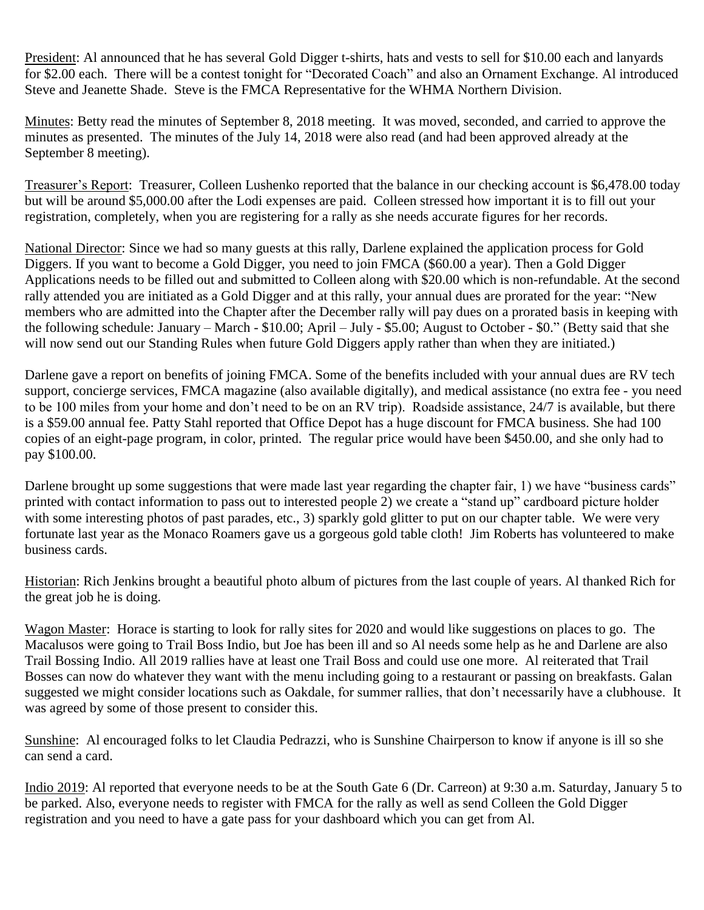President: Al announced that he has several Gold Digger t-shirts, hats and vests to sell for $10.00 each and lanyards for $2.00 each. There will be a contest tonight for "Decorated Coach" and also an Ornament Exchange. Al introduced Steve and Jeanette Shade. Steve is the FMCA Representative for the WHMA Northern Division.

Minutes: Betty read the minutes of September 8, 2018 meeting. It was moved, seconded, and carried to approve the minutes as presented. The minutes of the July 14, 2018 were also read (and had been approved already at the September 8 meeting).

Treasurer's Report: Treasurer, Colleen Lushenko reported that the balance in our checking account is $6,478.00 today but will be around $5,000.00 after the Lodi expenses are paid. Colleen stressed how important it is to fill out your registration, completely, when you are registering for a rally as she needs accurate figures for her records.

National Director: Since we had so many guests at this rally, Darlene explained the application process for Gold Diggers. If you want to become a Gold Digger, you need to join FMCA ($60.00 a year). Then a Gold Digger Applications needs to be filled out and submitted to Colleen along with $20.00 which is non-refundable. At the second rally attended you are initiated as a Gold Digger and at this rally, your annual dues are prorated for the year: "New members who are admitted into the Chapter after the December rally will pay dues on a prorated basis in keeping with the following schedule: January – March - $10.00; April – July - $5.00; August to October - $0." (Betty said that she will now send out our Standing Rules when future Gold Diggers apply rather than when they are initiated.)

Darlene gave a report on benefits of joining FMCA. Some of the benefits included with your annual dues are RV tech support, concierge services, FMCA magazine (also available digitally), and medical assistance (no extra fee - you need to be 100 miles from your home and don't need to be on an RV trip). Roadside assistance, 24/7 is available, but there is a $59.00 annual fee. Patty Stahl reported that Office Depot has a huge discount for FMCA business. She had 100 copies of an eight-page program, in color, printed. The regular price would have been $450.00, and she only had to pay $100.00.

Darlene brought up some suggestions that were made last year regarding the chapter fair, 1) we have "business cards" printed with contact information to pass out to interested people 2) we create a "stand up" cardboard picture holder with some interesting photos of past parades, etc., 3) sparkly gold glitter to put on our chapter table. We were very fortunate last year as the Monaco Roamers gave us a gorgeous gold table cloth! Jim Roberts has volunteered to make business cards.

Historian: Rich Jenkins brought a beautiful photo album of pictures from the last couple of years. Al thanked Rich for the great job he is doing.

Wagon Master: Horace is starting to look for rally sites for 2020 and would like suggestions on places to go. The Macalusos were going to Trail Boss Indio, but Joe has been ill and so Al needs some help as he and Darlene are also Trail Bossing Indio. All 2019 rallies have at least one Trail Boss and could use one more. Al reiterated that Trail Bosses can now do whatever they want with the menu including going to a restaurant or passing on breakfasts. Galan suggested we might consider locations such as Oakdale, for summer rallies, that don't necessarily have a clubhouse. It was agreed by some of those present to consider this.

Sunshine: Al encouraged folks to let Claudia Pedrazzi, who is Sunshine Chairperson to know if anyone is ill so she can send a card.

Indio 2019: Al reported that everyone needs to be at the South Gate 6 (Dr. Carreon) at 9:30 a.m. Saturday, January 5 to be parked. Also, everyone needs to register with FMCA for the rally as well as send Colleen the Gold Digger registration and you need to have a gate pass for your dashboard which you can get from Al.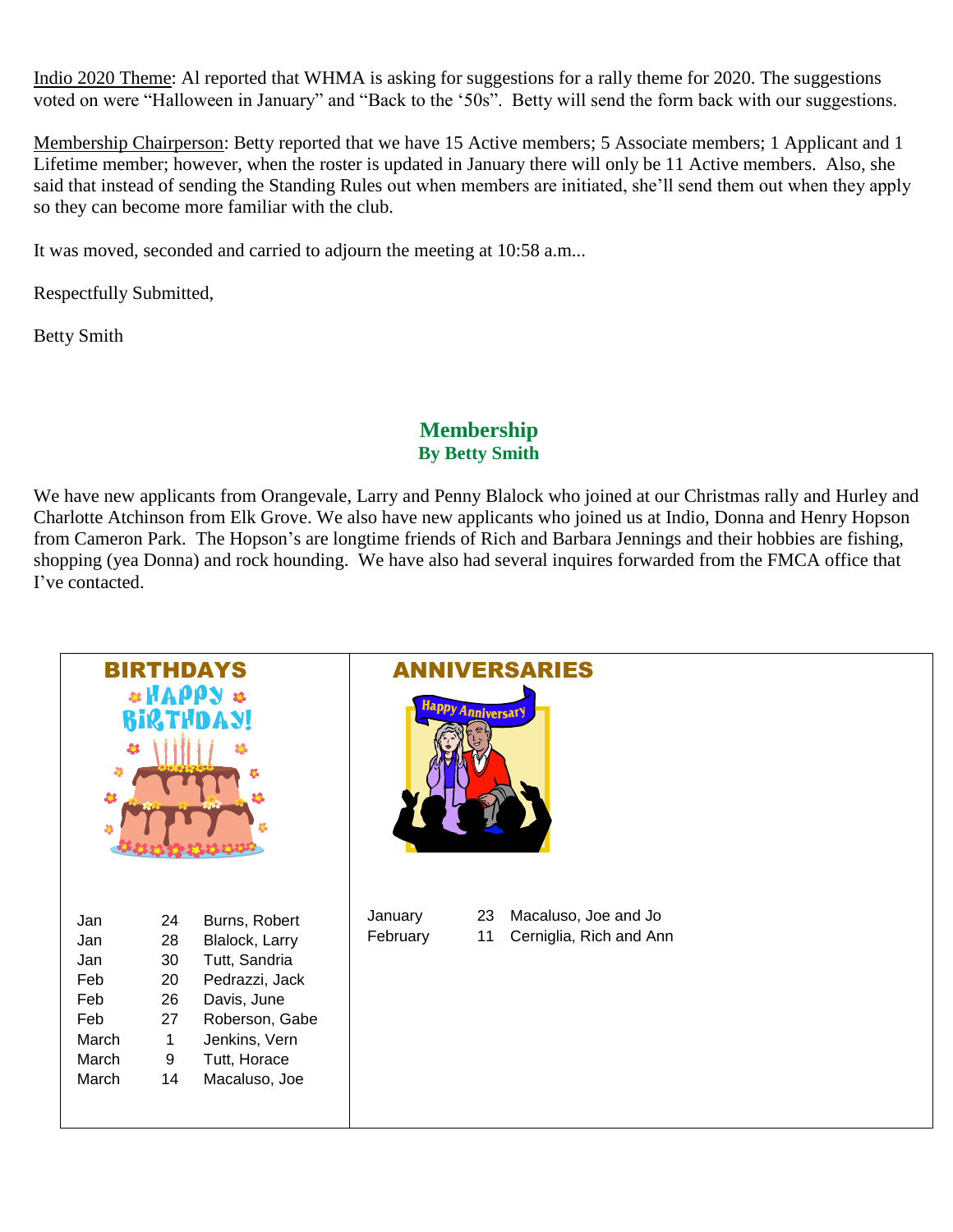Indio 2020 Theme: Al reported that WHMA is asking for suggestions for a rally theme for 2020. The suggestions voted on were “Halloween in January” and “Back to the ‘50s”. Betty will send the form back with our suggestions.

Membership Chairperson: Betty reported that we have 15 Active members; 5 Associate members; 1 Applicant and 1 Lifetime member; however, when the roster is updated in January there will only be 11 Active members. Also, she said that instead of sending the Standing Rules out when members are initiated, she’ll send them out when they apply so they can become more familiar with the club.

It was moved, seconded and carried to adjourn the meeting at 10:58 a.m...

Respectfully Submitted,

Betty Smith

## Membership

**By Betty Smith**

We have new applicants from Orangevale, Larry and Penny Blalock who joined at our Christmas rally and Hurley and Charlotte Atchinson from Elk Grove. We also have new applicants who joined us at Indio, Donna and Henry Hopson from Cameron Park. The Hopson’s are longtime friends of Rich and Barbara Jennings and their hobbies are fishing, shopping (yea Donna) and rock hounding. We have also had several inquires forwarded from the FMCA office that I’ve contacted.

### BIRTHDAYS

| | | |
|---|---|---|
| Jan | 24 | Burns, Robert |
| Jan | 28 | Blalock, Larry |
| Jan | 30 | Tutt, Sandria |
| Feb | 20 | Pedrazzi, Jack |
| Feb | 26 | Davis, June |
| Feb | 27 | Roberson, Gabe |
| March | 1 | Jenkins, Vern |
| March | 9 | Tutt, Horace |
| March | 14 | Macaluso, Joe |

### ANNIVERSARIES

| | | |
|---|---|---|
| January | 23 | Macaluso, Joe and Jo |
| February | 11 | Cerniglia, Rich and Ann |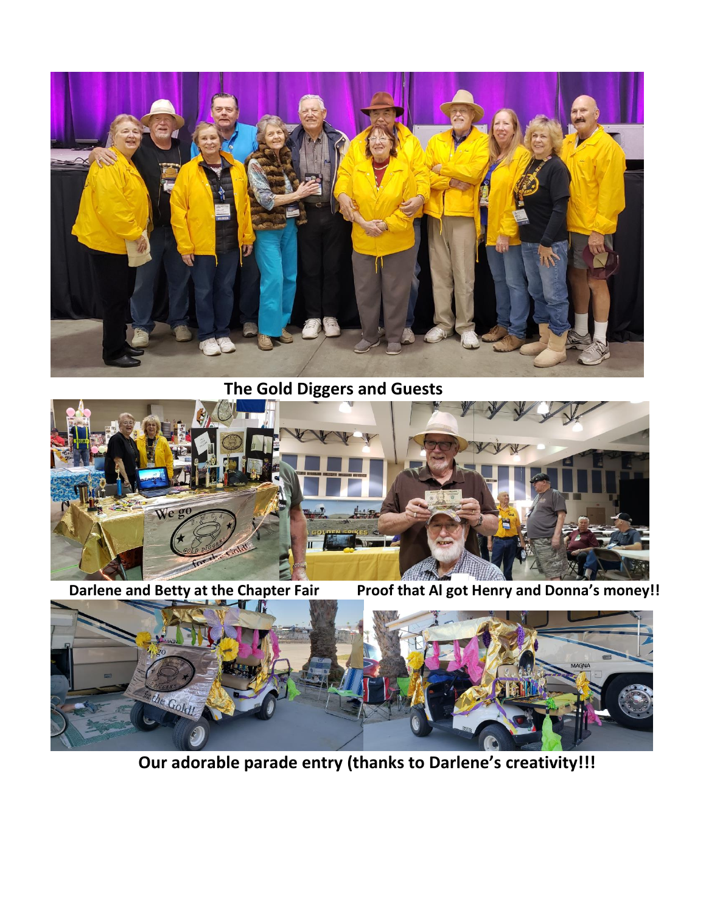**The Gold Diggers and Guests**

**Darlene and Betty at the Chapter Fair** **Proof that Al got Henry and Donna's money!!**

**Our adorable parade entry (thanks to Darlene's creativity!!!**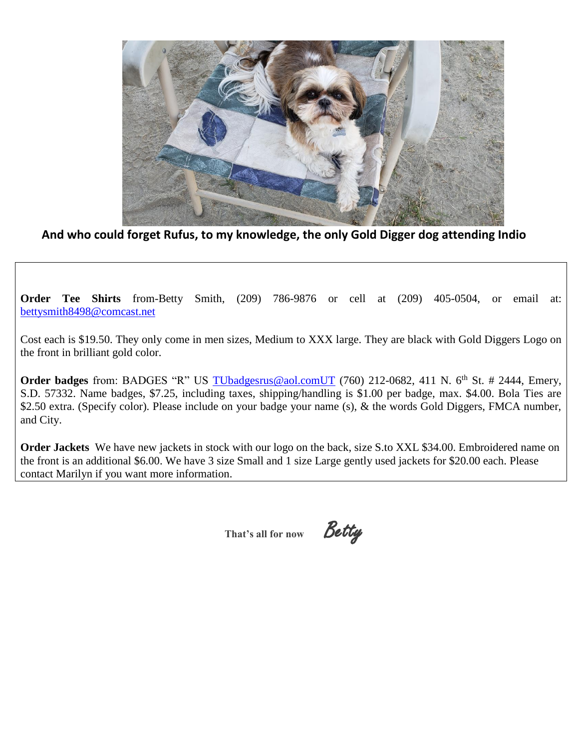**And who could forget Rufus, to my knowledge, the only Gold Digger dog attending Indio**

**Order Tee Shirts** from-Betty Smith, (209) 786-9876 or cell at (209) 405-0504, or email at: bettysmith8498@comcast.net

Cost each is $19.50. They only come in men sizes, Medium to XXX large. They are black with Gold Diggers Logo on the front in brilliant gold color.

**Order badges** from: BADGES "R" US TUbadgesrus@aol.comUT (760) 212-0682, 411 N. 6th St. # 2444, Emery, S.D. 57332. Name badges, $7.25, including taxes, shipping/handling is $1.00 per badge, max. $4.00. Bola Ties are $2.50 extra. (Specify color). Please include on your badge your name (s), & the words Gold Diggers, FMCA number, and City.

**Order Jackets** We have new jackets in stock with our logo on the back, size S.to XXL $34.00. Embroidered name on the front is an additional $6.00. We have 3 size Small and 1 size Large gently used jackets for $20.00 each. Please contact Marilyn if you want more information.

**That's all for now** *Betty*